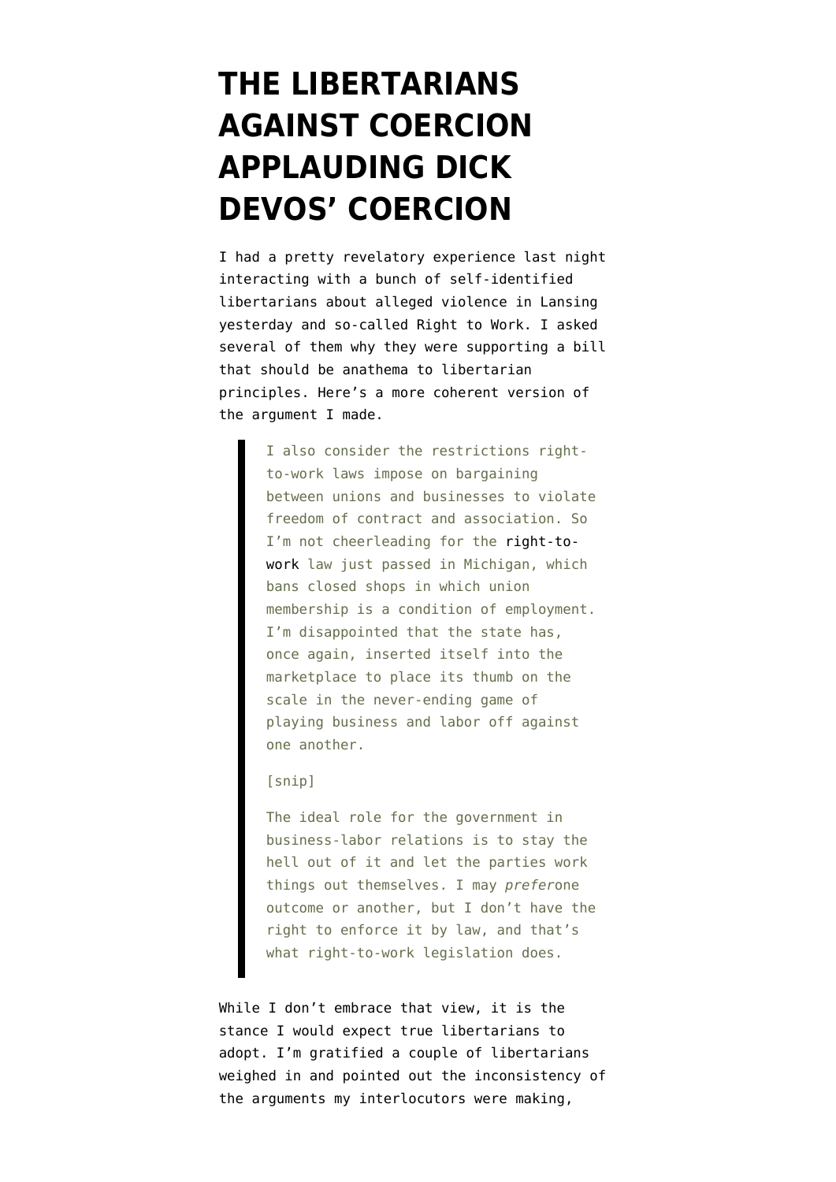# THE LIBERTARIANS AGAINST COERCION APPLAUDING DICK DEVOS' COERCION

I had a pretty revelatory experience last night interacting with a bunch of self-identified libertarians about alleged violence in Lansing yesterday and so-called Right to Work. I asked several of them why they were supporting a bill that should be anathema to libertarian principles. Here's a more coherent version of the argument I made.

> I also consider the restrictions right-to-work laws impose on bargaining between unions and businesses to violate freedom of contract and association. So I'm not cheerleading for the right-to-work law just passed in Michigan, which bans closed shops in which union membership is a condition of employment. I'm disappointed that the state has, once again, inserted itself into the marketplace to place its thumb on the scale in the never-ending game of playing business and labor off against one another.
>
> [snip]
>
> The ideal role for the government in business-labor relations is to stay the hell out of it and let the parties work things out themselves. I may *prefer*one outcome or another, but I don't have the right to enforce it by law, and that's what right-to-work legislation does.

While I don't embrace that view, it is the stance I would expect true libertarians to adopt. I'm gratified a couple of libertarians weighed in and pointed out the inconsistency of the arguments my interlocutors were making,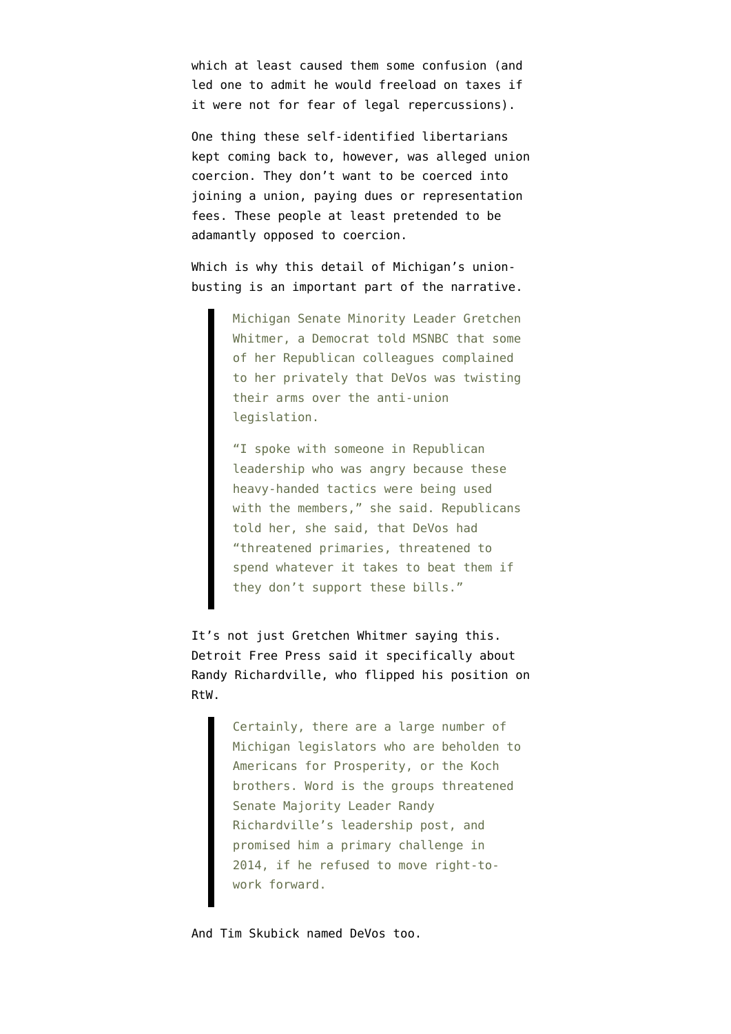which at least caused them some confusion (and led one to admit he would freeload on taxes if it were not for fear of legal repercussions).

One thing these self-identified libertarians kept coming back to, however, was alleged union coercion. They don't want to be coerced into joining a union, paying dues or representation fees. These people at least pretended to be adamantly opposed to coercion.

Which is why this detail of Michigan's union-busting is an important part of the narrative.

> Michigan Senate Minority Leader Gretchen Whitmer, a Democrat told MSNBC that some of her Republican colleagues complained to her privately that DeVos was twisting their arms over the anti-union legislation.
>
> "I spoke with someone in Republican leadership who was angry because these heavy-handed tactics were being used with the members," she said. Republicans told her, she said, that DeVos had "threatened primaries, threatened to spend whatever it takes to beat them if they don't support these bills."

It's not just Gretchen Whitmer saying this. Detroit Free Press said it specifically about Randy Richardville, who flipped his position on RtW.

> Certainly, there are a large number of Michigan legislators who are beholden to Americans for Prosperity, or the Koch brothers. Word is the groups threatened Senate Majority Leader Randy Richardville's leadership post, and promised him a primary challenge in 2014, if he refused to move right-to-work forward.

And Tim Skubick named DeVos too.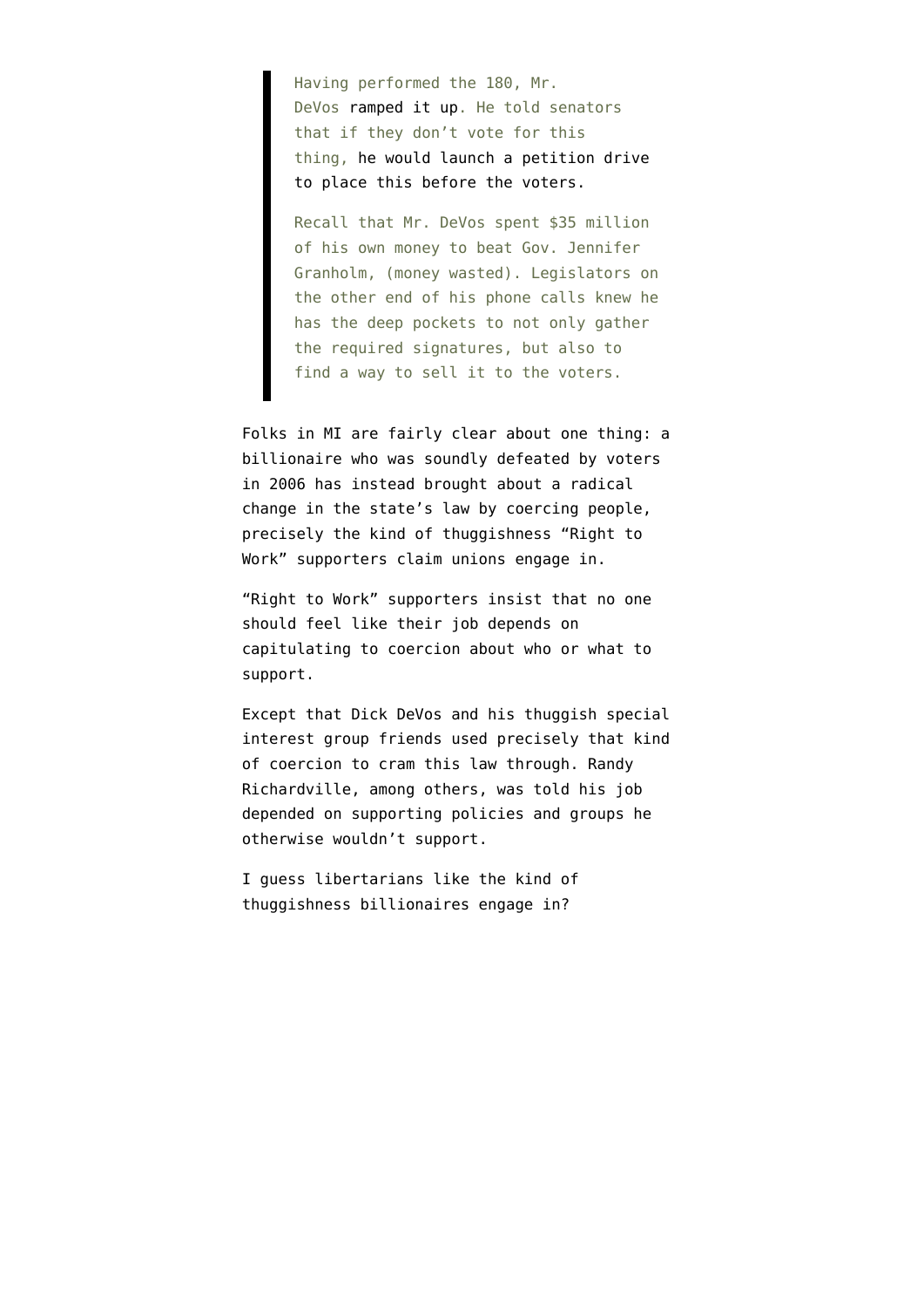> Having performed the 180, Mr. DeVos ramped it up. He told senators that if they don't vote for this thing, he would launch a petition drive to place this before the voters.
>
> Recall that Mr. DeVos spent $35 million of his own money to beat Gov. Jennifer Granholm, (money wasted). Legislators on the other end of his phone calls knew he has the deep pockets to not only gather the required signatures, but also to find a way to sell it to the voters.

Folks in MI are fairly clear about one thing: a billionaire who was soundly defeated by voters in 2006 has instead brought about a radical change in the state's law by coercing people, precisely the kind of thuggishness "Right to Work" supporters claim unions engage in.

"Right to Work" supporters insist that no one should feel like their job depends on capitulating to coercion about who or what to support.

Except that Dick DeVos and his thuggish special interest group friends used precisely that kind of coercion to cram this law through. Randy Richardville, among others, was told his job depended on supporting policies and groups he otherwise wouldn't support.

I guess libertarians like the kind of thuggishness billionaires engage in?